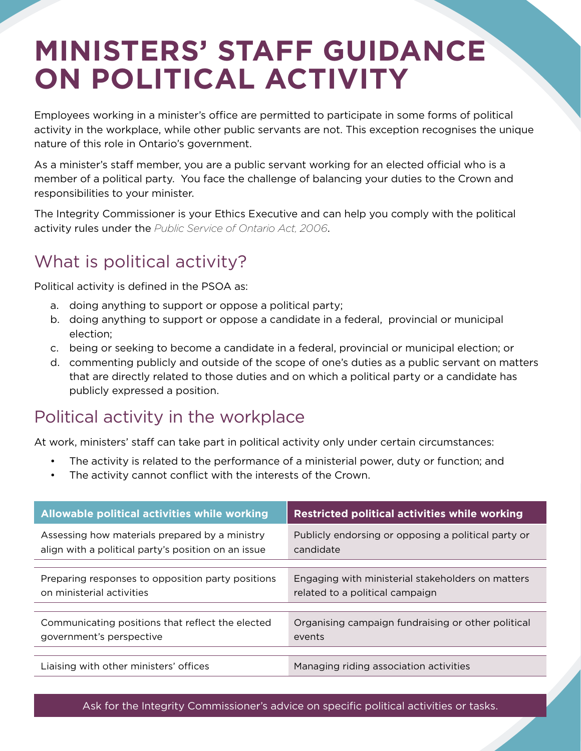# MINISTERS' STAFF GUIDANCE ON POLITICAL ACTIVITY

Employees working in a minister's office are permitted to participate in some forms of political activity in the workplace, while other public servants are not. This exception recognises the unique nature of this role in Ontario's government.

As a minister's staff member, you are a public servant working for an elected official who is a member of a political party. You face the challenge of balancing your duties to the Crown and responsibilities to your minister.

The Integrity Commissioner is your Ethics Executive and can help you comply with the political activity rules under the *Public Service of Ontario Act, 2006*.

## What is political activity?

Political activity is defined in the PSOA as:

a. doing anything to support or oppose a political party;
b. doing anything to support or oppose a candidate in a federal, provincial or municipal election;
c. being or seeking to become a candidate in a federal, provincial or municipal election; or
d. commenting publicly and outside of the scope of one's duties as a public servant on matters that are directly related to those duties and on which a political party or a candidate has publicly expressed a position.

## Political activity in the workplace

At work, ministers' staff can take part in political activity only under certain circumstances:

- The activity is related to the performance of a ministerial power, duty or function; and
- The activity cannot conflict with the interests of the Crown.

| Allowable political activities while working | Restricted political activities while working |
|---|---|
| Assessing how materials prepared by a ministry align with a political party's position on an issue | Publicly endorsing or opposing a political party or candidate |
| Preparing responses to opposition party positions on ministerial activities | Engaging with ministerial stakeholders on matters related to a political campaign |
| Communicating positions that reflect the elected government's perspective | Organising campaign fundraising or other political events |
| Liaising with other ministers' offices | Managing riding association activities |

Ask for the Integrity Commissioner's advice on specific political activities or tasks.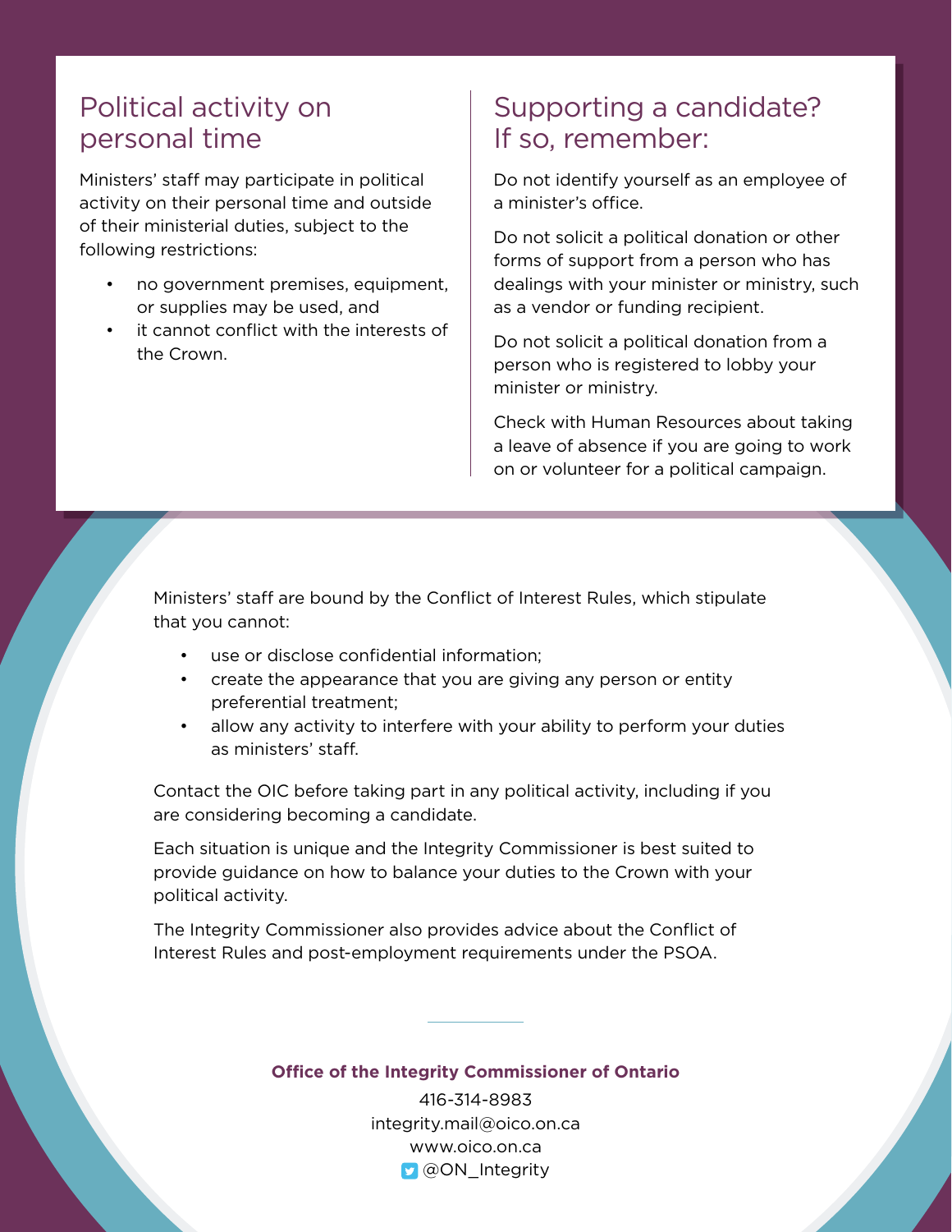## Political activity on personal time

Ministers' staff may participate in political activity on their personal time and outside of their ministerial duties, subject to the following restrictions:

- no government premises, equipment, or supplies may be used, and
- it cannot conflict with the interests of the Crown.

## Supporting a candidate? If so, remember:

Do not identify yourself as an employee of a minister's office.

Do not solicit a political donation or other forms of support from a person who has dealings with your minister or ministry, such as a vendor or funding recipient.

Do not solicit a political donation from a person who is registered to lobby your minister or ministry.

Check with Human Resources about taking a leave of absence if you are going to work on or volunteer for a political campaign.

Ministers' staff are bound by the Conflict of Interest Rules, which stipulate that you cannot:

- use or disclose confidential information;
- create the appearance that you are giving any person or entity preferential treatment;
- allow any activity to interfere with your ability to perform your duties as ministers' staff.

Contact the OIC before taking part in any political activity, including if you are considering becoming a candidate.

Each situation is unique and the Integrity Commissioner is best suited to provide guidance on how to balance your duties to the Crown with your political activity.

The Integrity Commissioner also provides advice about the Conflict of Interest Rules and post-employment requirements under the PSOA.

**Office of the Integrity Commissioner of Ontario**

416-314-8983
integrity.mail@oico.on.ca
www.oico.on.ca
@ON_Integrity